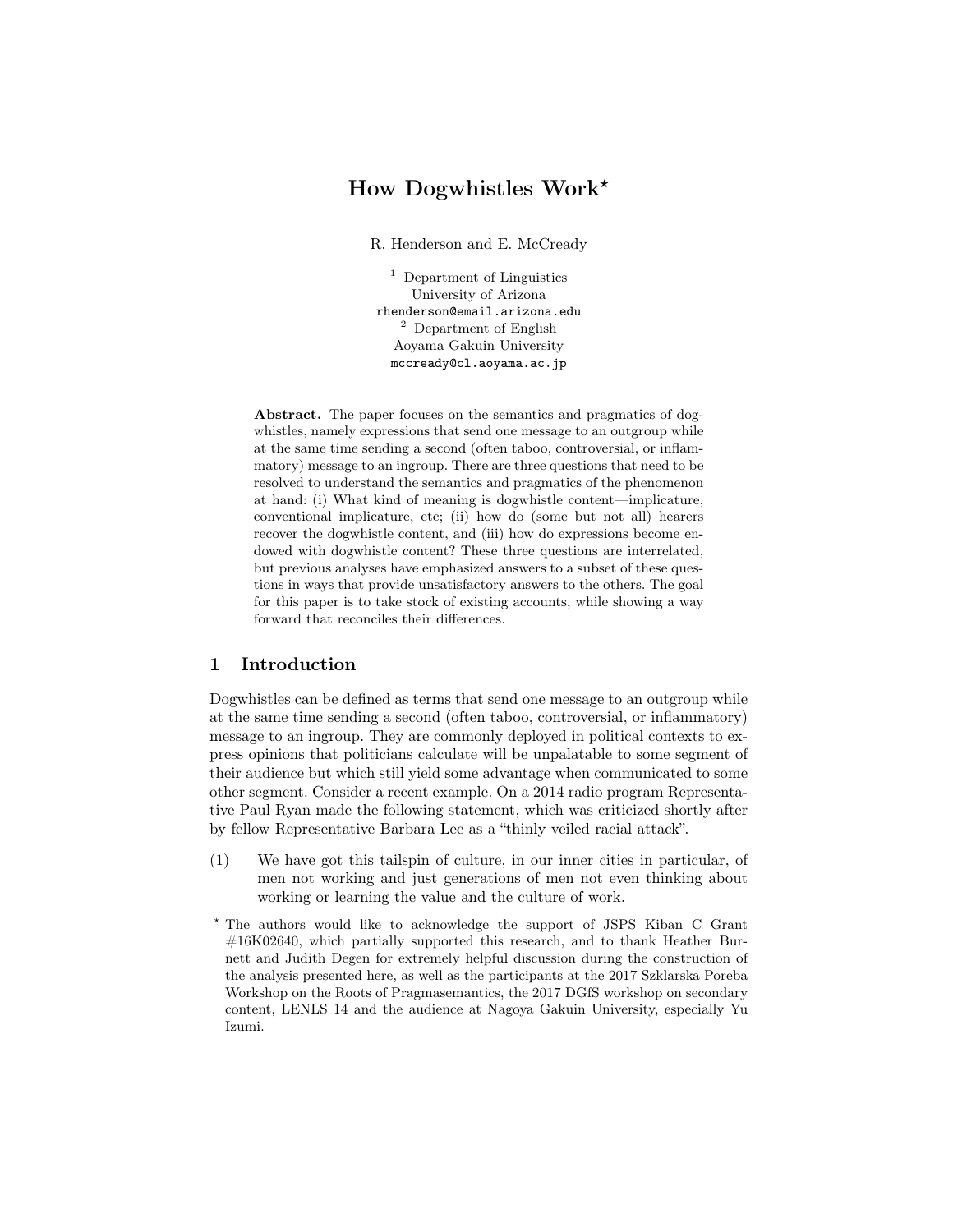# How Dogwhistles Work*

R. Henderson and E. McCready

[1] Department of Linguistics
University of Arizona
rhenderson@email.arizona.edu
[2] Department of English
Aoyama Gakuin University
mccready@cl.aoyama.ac.jp

**Abstract.** The paper focuses on the semantics and pragmatics of dogwhistles, namely expressions that send one message to an outgroup while at the same time sending a second (often taboo, controversial, or inflammatory) message to an ingroup. There are three questions that need to be resolved to understand the semantics and pragmatics of the phenomenon at hand: (i) What kind of meaning is dogwhistle content—implicature, conventional implicature, etc; (ii) how do (some but not all) hearers recover the dogwhistle content, and (iii) how do expressions become endowed with dogwhistle content? These three questions are interrelated, but previous analyses have emphasized answers to a subset of these questions in ways that provide unsatisfactory answers to the others. The goal for this paper is to take stock of existing accounts, while showing a way forward that reconciles their differences.

## 1 Introduction

Dogwhistles can be defined as terms that send one message to an outgroup while at the same time sending a second (often taboo, controversial, or inflammatory) message to an ingroup. They are commonly deployed in political contexts to express opinions that politicians calculate will be unpalatable to some segment of their audience but which still yield some advantage when communicated to some other segment. Consider a recent example. On a 2014 radio program Representative Paul Ryan made the following statement, which was criticized shortly after by fellow Representative Barbara Lee as a "thinly veiled racial attack".

(1) We have got this tailspin of culture, in our inner cities in particular, of men not working and just generations of men not even thinking about working or learning the value and the culture of work.

* The authors would like to acknowledge the support of JSPS Kiban C Grant #16K02640, which partially supported this research, and to thank Heather Burnett and Judith Degen for extremely helpful discussion during the construction of the analysis presented here, as well as the participants at the 2017 Szklarska Poreba Workshop on the Roots of Pragmasemantics, the 2017 DGfS workshop on secondary content, LENLS 14 and the audience at Nagoya Gakuin University, especially Yu Izumi.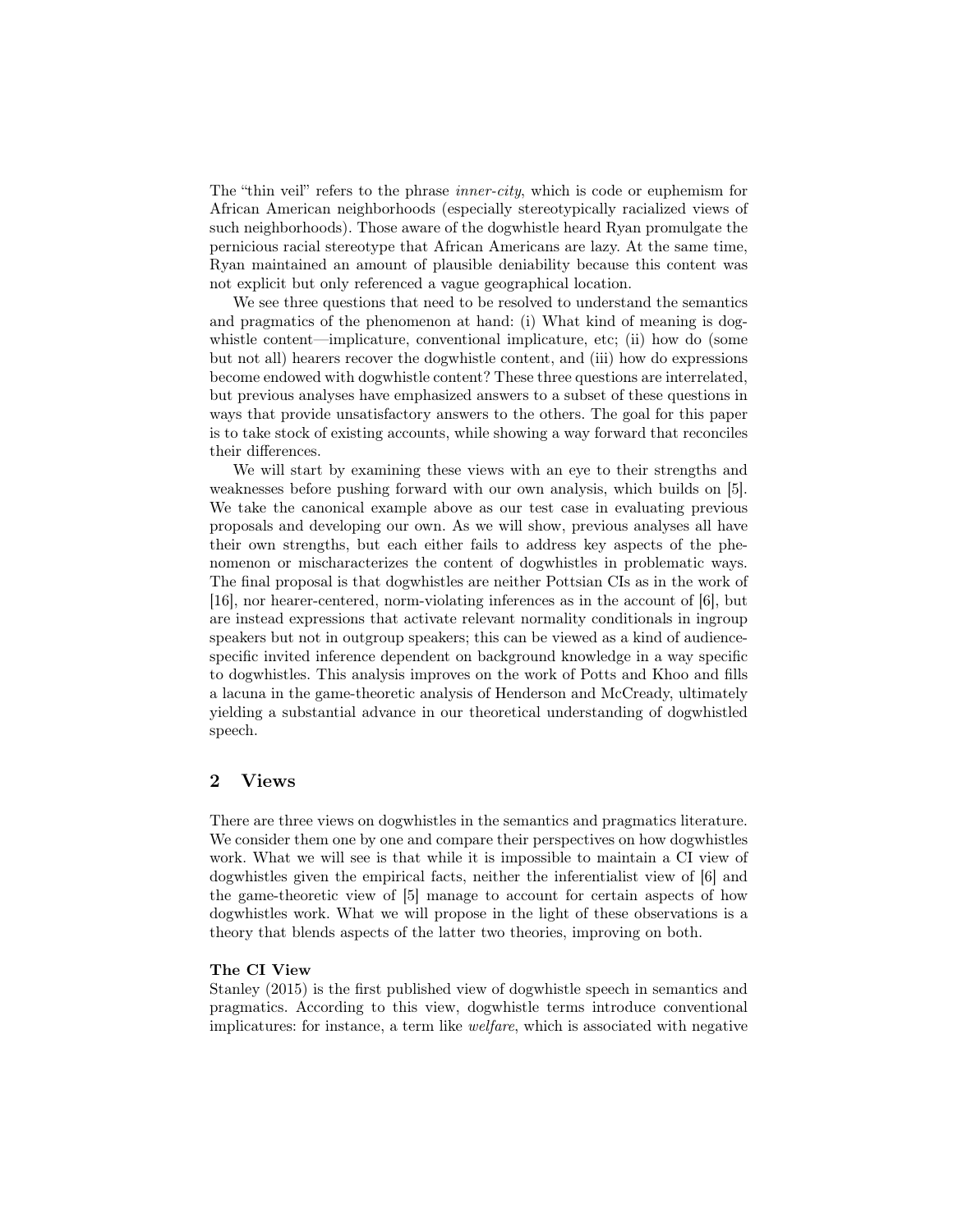The "thin veil" refers to the phrase *inner-city*, which is code or euphemism for African American neighborhoods (especially stereotypically racialized views of such neighborhoods). Those aware of the dogwhistle heard Ryan promulgate the pernicious racial stereotype that African Americans are lazy. At the same time, Ryan maintained an amount of plausible deniability because this content was not explicit but only referenced a vague geographical location.

We see three questions that need to be resolved to understand the semantics and pragmatics of the phenomenon at hand: (i) What kind of meaning is dogwhistle content—implicature, conventional implicature, etc; (ii) how do (some but not all) hearers recover the dogwhistle content, and (iii) how do expressions become endowed with dogwhistle content? These three questions are interrelated, but previous analyses have emphasized answers to a subset of these questions in ways that provide unsatisfactory answers to the others. The goal for this paper is to take stock of existing accounts, while showing a way forward that reconciles their differences.

We will start by examining these views with an eye to their strengths and weaknesses before pushing forward with our own analysis, which builds on [5]. We take the canonical example above as our test case in evaluating previous proposals and developing our own. As we will show, previous analyses all have their own strengths, but each either fails to address key aspects of the phenomenon or mischaracterizes the content of dogwhistles in problematic ways. The final proposal is that dogwhistles are neither Pottsian CIs as in the work of [16], nor hearer-centered, norm-violating inferences as in the account of [6], but are instead expressions that activate relevant normality conditionals in ingroup speakers but not in outgroup speakers; this can be viewed as a kind of audience-specific invited inference dependent on background knowledge in a way specific to dogwhistles. This analysis improves on the work of Potts and Khoo and fills a lacuna in the game-theoretic analysis of Henderson and McCready, ultimately yielding a substantial advance in our theoretical understanding of dogwhistled speech.

## 2 Views

There are three views on dogwhistles in the semantics and pragmatics literature. We consider them one by one and compare their perspectives on how dogwhistles work. What we will see is that while it is impossible to maintain a CI view of dogwhistles given the empirical facts, neither the inferentialist view of [6] and the game-theoretic view of [5] manage to account for certain aspects of how dogwhistles work. What we will propose in the light of these observations is a theory that blends aspects of the latter two theories, improving on both.

**The CI View**

Stanley (2015) is the first published view of dogwhistle speech in semantics and pragmatics. According to this view, dogwhistle terms introduce conventional implicatures: for instance, a term like *welfare*, which is associated with negative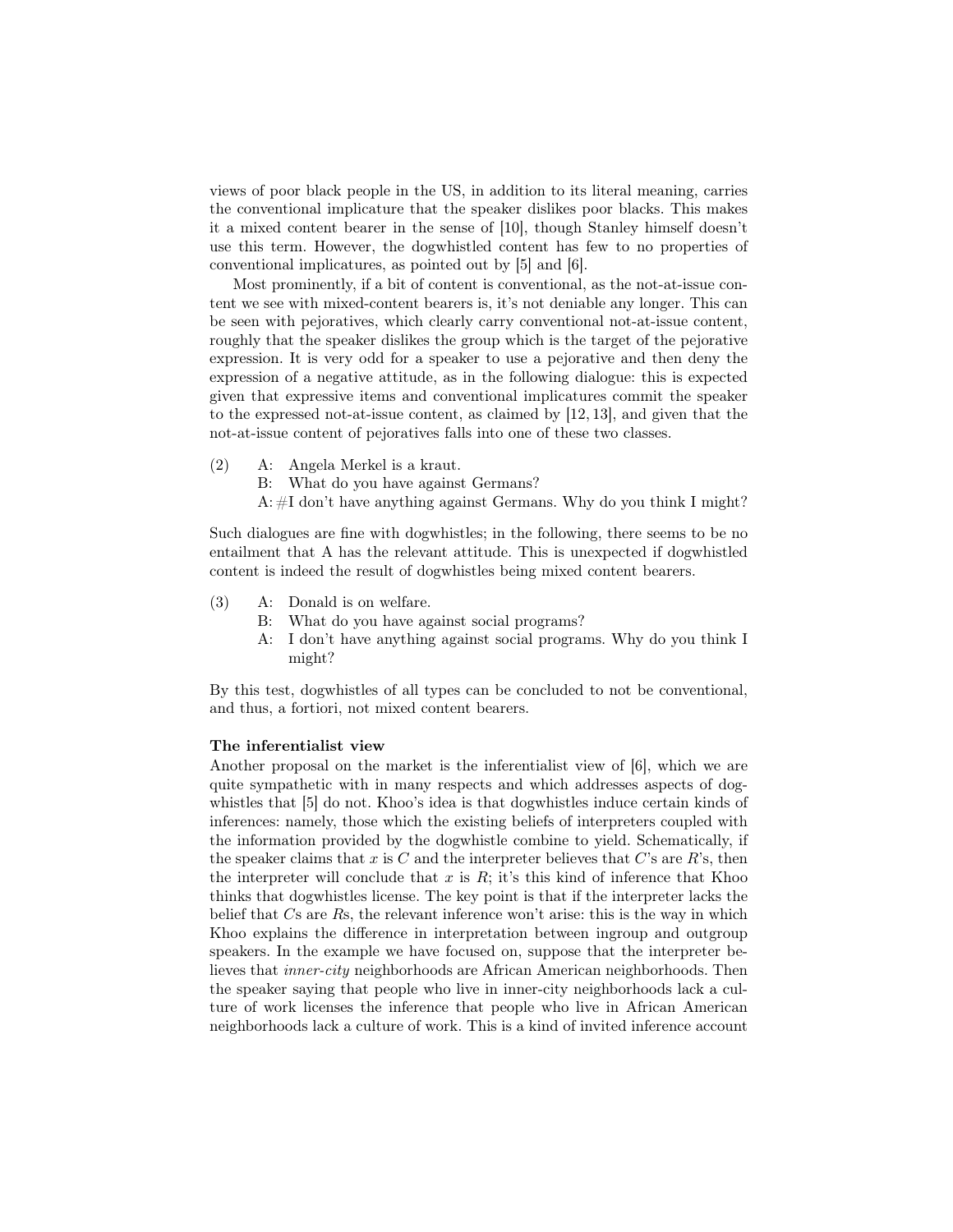views of poor black people in the US, in addition to its literal meaning, carries the conventional implicature that the speaker dislikes poor blacks. This makes it a mixed content bearer in the sense of [10], though Stanley himself doesn't use this term. However, the dogwhistled content has few to no properties of conventional implicatures, as pointed out by [5] and [6].

Most prominently, if a bit of content is conventional, as the not-at-issue content we see with mixed-content bearers is, it's not deniable any longer. This can be seen with pejoratives, which clearly carry conventional not-at-issue content, roughly that the speaker dislikes the group which is the target of the pejorative expression. It is very odd for a speaker to use a pejorative and then deny the expression of a negative attitude, as in the following dialogue: this is expected given that expressive items and conventional implicatures commit the speaker to the expressed not-at-issue content, as claimed by [12, 13], and given that the not-at-issue content of pejoratives falls into one of these two classes.

(2) A: Angela Merkel is a kraut.
B: What do you have against Germans?
A: #I don't have anything against Germans. Why do you think I might?

Such dialogues are fine with dogwhistles; in the following, there seems to be no entailment that A has the relevant attitude. This is unexpected if dogwhistled content is indeed the result of dogwhistles being mixed content bearers.

(3) A: Donald is on welfare.
B: What do you have against social programs?
A: I don't have anything against social programs. Why do you think I might?

By this test, dogwhistles of all types can be concluded to not be conventional, and thus, a fortiori, not mixed content bearers.

**The inferentialist view**

Another proposal on the market is the inferentialist view of [6], which we are quite sympathetic with in many respects and which addresses aspects of dogwhistles that [5] do not. Khoo's idea is that dogwhistles induce certain kinds of inferences: namely, those which the existing beliefs of interpreters coupled with the information provided by the dogwhistle combine to yield. Schematically, if the speaker claims that $x$ is $C$ and the interpreter believes that $C$'s are $R$'s, then the interpreter will conclude that $x$ is $R$; it's this kind of inference that Khoo thinks that dogwhistles license. The key point is that if the interpreter lacks the belief that $C$s are $R$s, the relevant inference won't arise: this is the way in which Khoo explains the difference in interpretation between ingroup and outgroup speakers. In the example we have focused on, suppose that the interpreter believes that *inner-city* neighborhoods are African American neighborhoods. Then the speaker saying that people who live in inner-city neighborhoods lack a culture of work licenses the inference that people who live in African American neighborhoods lack a culture of work. This is a kind of invited inference account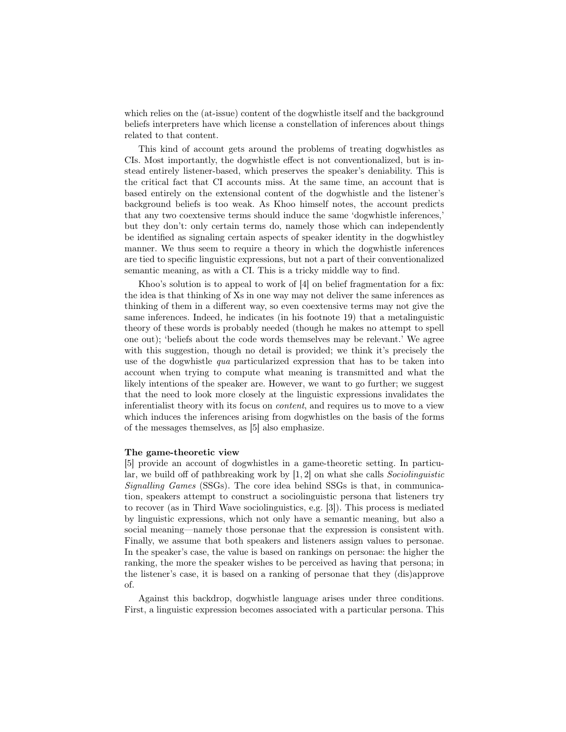which relies on the (at-issue) content of the dogwhistle itself and the background beliefs interpreters have which license a constellation of inferences about things related to that content.

This kind of account gets around the problems of treating dogwhistles as CIs. Most importantly, the dogwhistle effect is not conventionalized, but is instead entirely listener-based, which preserves the speaker's deniability. This is the critical fact that CI accounts miss. At the same time, an account that is based entirely on the extensional content of the dogwhistle and the listener's background beliefs is too weak. As Khoo himself notes, the account predicts that any two coextensive terms should induce the same 'dogwhistle inferences,' but they don't: only certain terms do, namely those which can independently be identified as signaling certain aspects of speaker identity in the dogwhistley manner. We thus seem to require a theory in which the dogwhistle inferences are tied to specific linguistic expressions, but not a part of their conventionalized semantic meaning, as with a CI. This is a tricky middle way to find.

Khoo's solution is to appeal to work of [4] on belief fragmentation for a fix: the idea is that thinking of Xs in one way may not deliver the same inferences as thinking of them in a different way, so even coextensive terms may not give the same inferences. Indeed, he indicates (in his footnote 19) that a metalinguistic theory of these words is probably needed (though he makes no attempt to spell one out); 'beliefs about the code words themselves may be relevant.' We agree with this suggestion, though no detail is provided; we think it's precisely the use of the dogwhistle *qua* particularized expression that has to be taken into account when trying to compute what meaning is transmitted and what the likely intentions of the speaker are. However, we want to go further; we suggest that the need to look more closely at the linguistic expressions invalidates the inferentialist theory with its focus on *content*, and requires us to move to a view which induces the inferences arising from dogwhistles on the basis of the forms of the messages themselves, as [5] also emphasize.

**The game-theoretic view**

[5] provide an account of dogwhistles in a game-theoretic setting. In particular, we build off of pathbreaking work by [1, 2] on what she calls *Sociolinguistic Signalling Games* (SSGs). The core idea behind SSGs is that, in communication, speakers attempt to construct a sociolinguistic persona that listeners try to recover (as in Third Wave sociolinguistics, e.g. [3]). This process is mediated by linguistic expressions, which not only have a semantic meaning, but also a social meaning—namely those personae that the expression is consistent with. Finally, we assume that both speakers and listeners assign values to personae. In the speaker's case, the value is based on rankings on personae: the higher the ranking, the more the speaker wishes to be perceived as having that persona; in the listener's case, it is based on a ranking of personae that they (dis)approve of.

Against this backdrop, dogwhistle language arises under three conditions. First, a linguistic expression becomes associated with a particular persona. This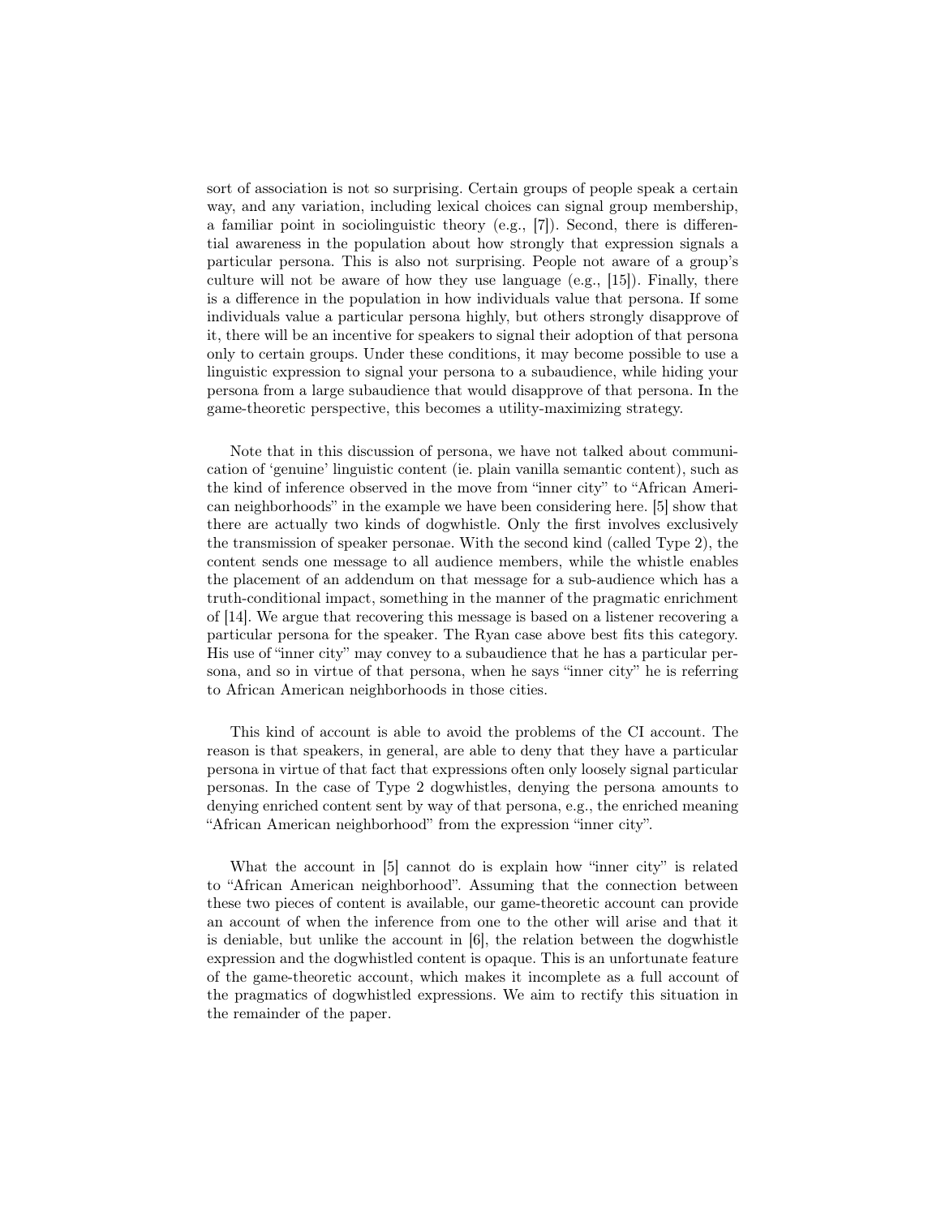sort of association is not so surprising. Certain groups of people speak a certain way, and any variation, including lexical choices can signal group membership, a familiar point in sociolinguistic theory (e.g., [7]). Second, there is differential awareness in the population about how strongly that expression signals a particular persona. This is also not surprising. People not aware of a group's culture will not be aware of how they use language (e.g., [15]). Finally, there is a difference in the population in how individuals value that persona. If some individuals value a particular persona highly, but others strongly disapprove of it, there will be an incentive for speakers to signal their adoption of that persona only to certain groups. Under these conditions, it may become possible to use a linguistic expression to signal your persona to a subaudience, while hiding your persona from a large subaudience that would disapprove of that persona. In the game-theoretic perspective, this becomes a utility-maximizing strategy.

Note that in this discussion of persona, we have not talked about communication of 'genuine' linguistic content (ie. plain vanilla semantic content), such as the kind of inference observed in the move from "inner city" to "African American neighborhoods" in the example we have been considering here. [5] show that there are actually two kinds of dogwhistle. Only the first involves exclusively the transmission of speaker personae. With the second kind (called Type 2), the content sends one message to all audience members, while the whistle enables the placement of an addendum on that message for a sub-audience which has a truth-conditional impact, something in the manner of the pragmatic enrichment of [14]. We argue that recovering this message is based on a listener recovering a particular persona for the speaker. The Ryan case above best fits this category. His use of "inner city" may convey to a subaudience that he has a particular persona, and so in virtue of that persona, when he says "inner city" he is referring to African American neighborhoods in those cities.

This kind of account is able to avoid the problems of the CI account. The reason is that speakers, in general, are able to deny that they have a particular persona in virtue of that fact that expressions often only loosely signal particular personas. In the case of Type 2 dogwhistles, denying the persona amounts to denying enriched content sent by way of that persona, e.g., the enriched meaning "African American neighborhood" from the expression "inner city".

What the account in [5] cannot do is explain how "inner city" is related to "African American neighborhood". Assuming that the connection between these two pieces of content is available, our game-theoretic account can provide an account of when the inference from one to the other will arise and that it is deniable, but unlike the account in [6], the relation between the dogwhistle expression and the dogwhistled content is opaque. This is an unfortunate feature of the game-theoretic account, which makes it incomplete as a full account of the pragmatics of dogwhistled expressions. We aim to rectify this situation in the remainder of the paper.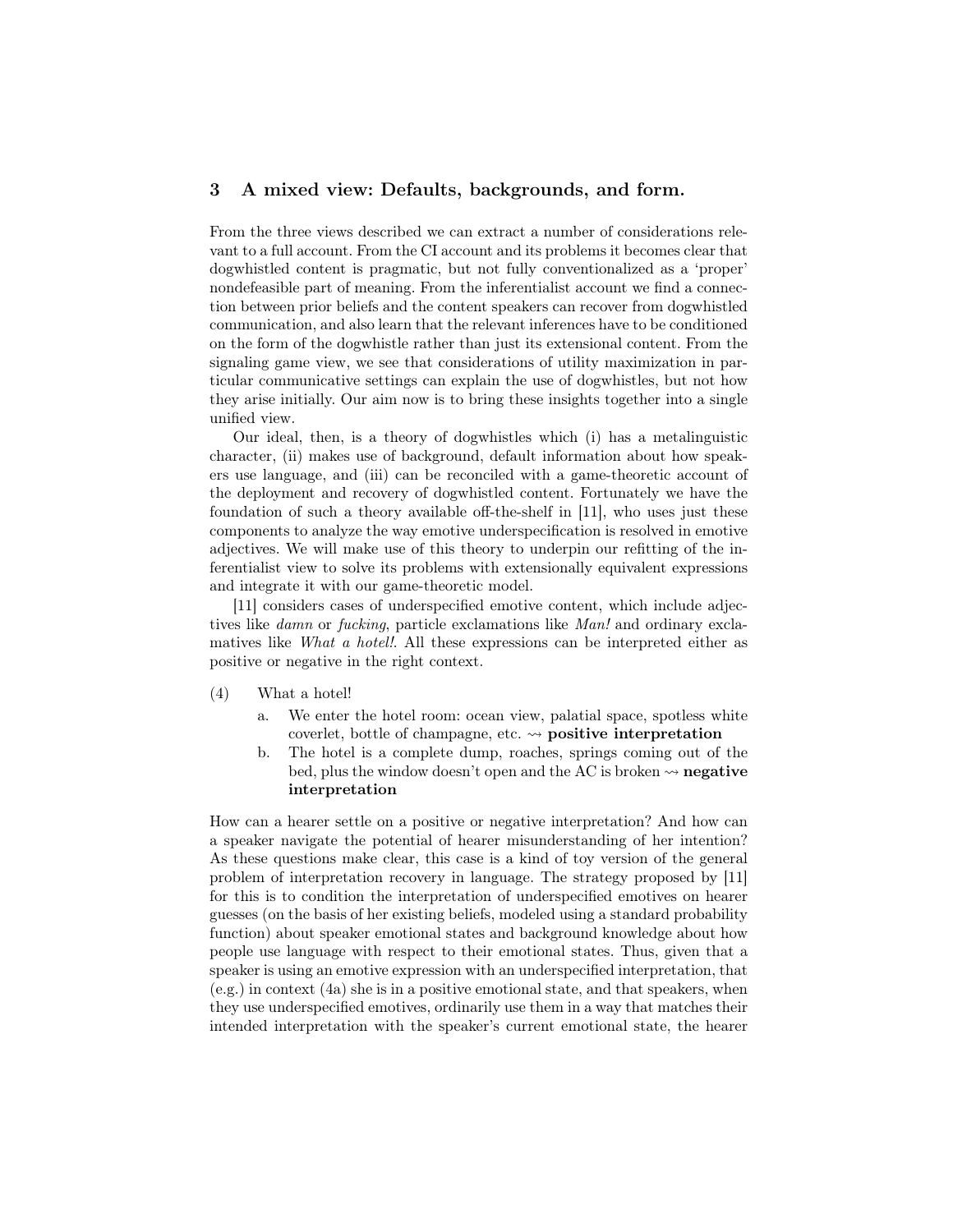## 3 A mixed view: Defaults, backgrounds, and form.

From the three views described we can extract a number of considerations relevant to a full account. From the CI account and its problems it becomes clear that dogwhistled content is pragmatic, but not fully conventionalized as a 'proper' nondefeasible part of meaning. From the inferentialist account we find a connection between prior beliefs and the content speakers can recover from dogwhistled communication, and also learn that the relevant inferences have to be conditioned on the form of the dogwhistle rather than just its extensional content. From the signaling game view, we see that considerations of utility maximization in particular communicative settings can explain the use of dogwhistles, but not how they arise initially. Our aim now is to bring these insights together into a single unified view.

Our ideal, then, is a theory of dogwhistles which (i) has a metalinguistic character, (ii) makes use of background, default information about how speakers use language, and (iii) can be reconciled with a game-theoretic account of the deployment and recovery of dogwhistled content. Fortunately we have the foundation of such a theory available off-the-shelf in [11], who uses just these components to analyze the way emotive underspecification is resolved in emotive adjectives. We will make use of this theory to underpin our refitting of the inferentialist view to solve its problems with extensionally equivalent expressions and integrate it with our game-theoretic model.

[11] considers cases of underspecified emotive content, which include adjectives like *damn* or *fucking*, particle exclamations like *Man!* and ordinary exclamatives like *What a hotel!*. All these expressions can be interpreted either as positive or negative in the right context.

(4) What a hotel!

a. We enter the hotel room: ocean view, palatial space, spotless white coverlet, bottle of champagne, etc. $\rightsquigarrow$ **positive interpretation**

b. The hotel is a complete dump, roaches, springs coming out of the bed, plus the window doesn't open and the AC is broken $\rightsquigarrow$ **negative interpretation**

How can a hearer settle on a positive or negative interpretation? And how can a speaker navigate the potential of hearer misunderstanding of her intention? As these questions make clear, this case is a kind of toy version of the general problem of interpretation recovery in language. The strategy proposed by [11] for this is to condition the interpretation of underspecified emotives on hearer guesses (on the basis of her existing beliefs, modeled using a standard probability function) about speaker emotional states and background knowledge about how people use language with respect to their emotional states. Thus, given that a speaker is using an emotive expression with an underspecified interpretation, that (e.g.) in context (4a) she is in a positive emotional state, and that speakers, when they use underspecified emotives, ordinarily use them in a way that matches their intended interpretation with the speaker's current emotional state, the hearer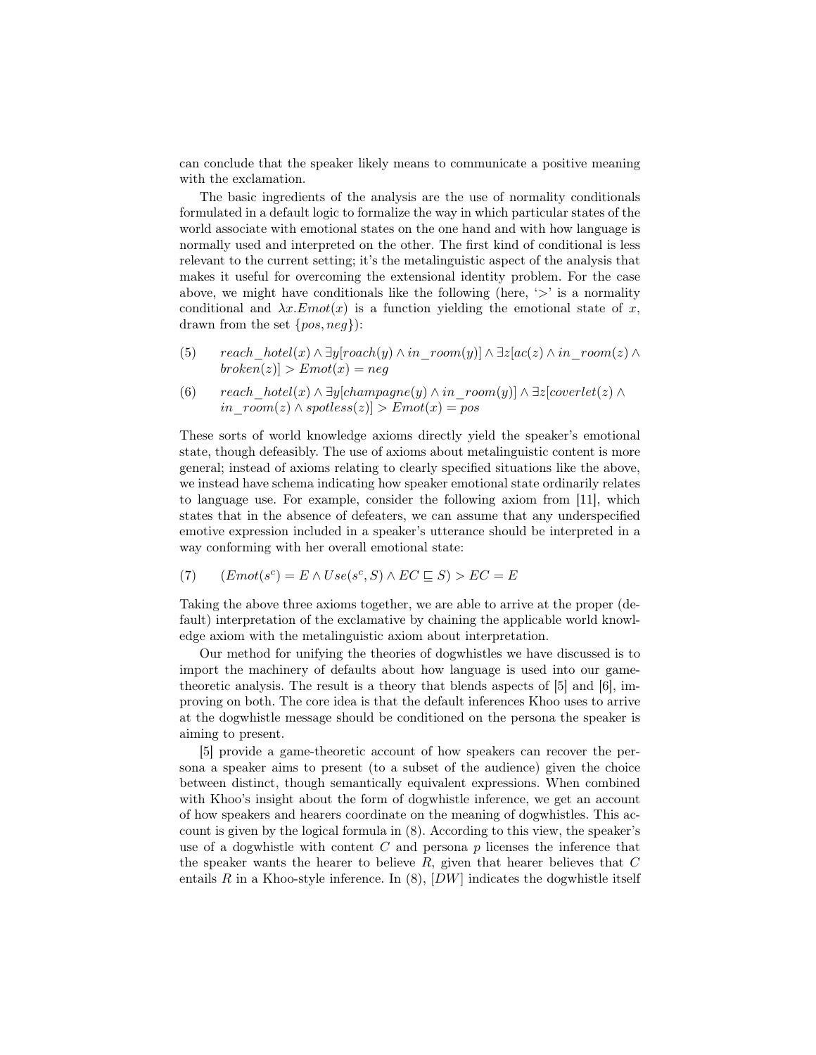can conclude that the speaker likely means to communicate a positive meaning with the exclamation.

The basic ingredients of the analysis are the use of normality conditionals formulated in a default logic to formalize the way in which particular states of the world associate with emotional states on the one hand and with how language is normally used and interpreted on the other. The first kind of conditional is less relevant to the current setting; it's the metalinguistic aspect of the analysis that makes it useful for overcoming the extensional identity problem. For the case above, we might have conditionals like the following (here, '$>$' is a normality conditional and $\lambda x.Emot(x)$ is a function yielding the emotional state of $x$, drawn from the set $\{pos, neg\}$):

(5) $reach\_hotel(x) \wedge \exists y[roach(y) \wedge in\_room(y)] \wedge \exists z[ac(z) \wedge in\_room(z) \wedge broken(z)] > Emot(x) = neg$

(6) $reach\_hotel(x) \wedge \exists y[champagne(y) \wedge in\_room(y)] \wedge \exists z[coverlet(z) \wedge in\_room(z) \wedge spotless(z)] > Emot(x) = pos$

These sorts of world knowledge axioms directly yield the speaker's emotional state, though defeasibly. The use of axioms about metalinguistic content is more general; instead of axioms relating to clearly specified situations like the above, we instead have schema indicating how speaker emotional state ordinarily relates to language use. For example, consider the following axiom from [11], which states that in the absence of defeaters, we can assume that any underspecified emotive expression included in a speaker's utterance should be interpreted in a way conforming with her overall emotional state:

(7) $(Emot(s^c) = E \wedge Use(s^c, S) \wedge EC \sqsubseteq S) > EC = E$

Taking the above three axioms together, we are able to arrive at the proper (default) interpretation of the exclamative by chaining the applicable world knowledge axiom with the metalinguistic axiom about interpretation.

Our method for unifying the theories of dogwhistles we have discussed is to import the machinery of defaults about how language is used into our game-theoretic analysis. The result is a theory that blends aspects of [5] and [6], improving on both. The core idea is that the default inferences Khoo uses to arrive at the dogwhistle message should be conditioned on the persona the speaker is aiming to present.

[5] provide a game-theoretic account of how speakers can recover the persona a speaker aims to present (to a subset of the audience) given the choice between distinct, though semantically equivalent expressions. When combined with Khoo's insight about the form of dogwhistle inference, we get an account of how speakers and hearers coordinate on the meaning of dogwhistles. This account is given by the logical formula in (8). According to this view, the speaker's use of a dogwhistle with content $C$ and persona $p$ licenses the inference that the speaker wants the hearer to believe $R$, given that hearer believes that $C$ entails $R$ in a Khoo-style inference. In (8), $[DW]$ indicates the dogwhistle itself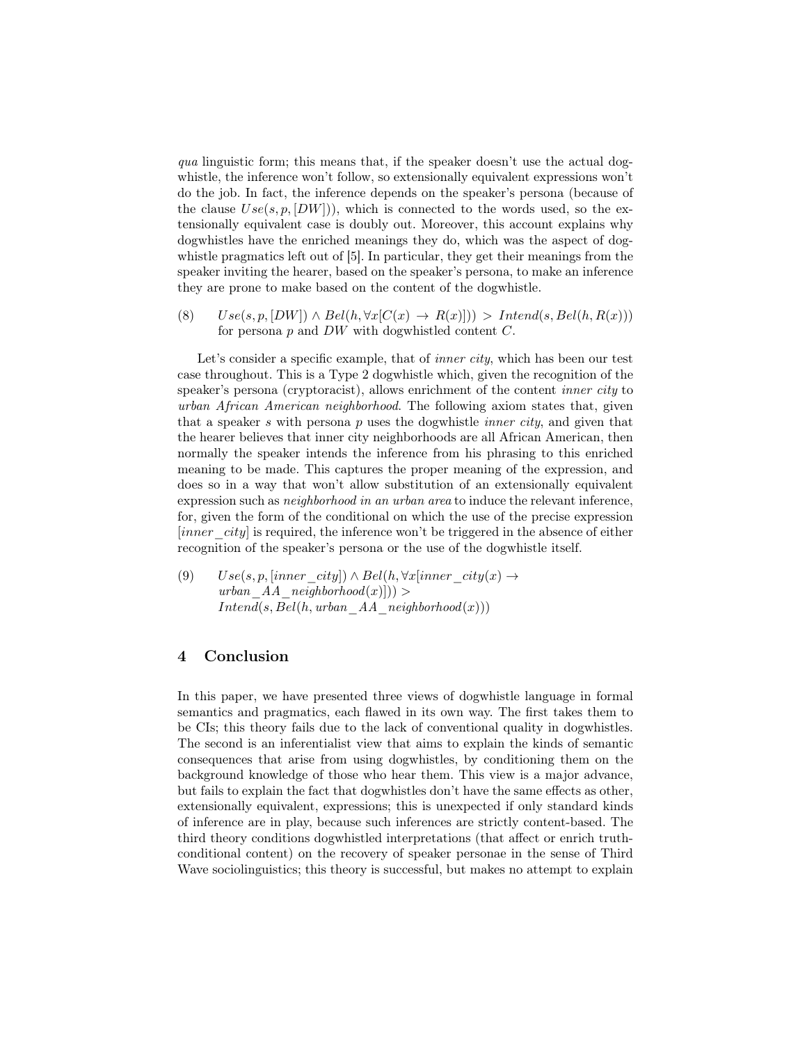*qua* linguistic form; this means that, if the speaker doesn't use the actual dogwhistle, the inference won't follow, so extensionally equivalent expressions won't do the job. In fact, the inference depends on the speaker's persona (because of the clause $Use(s, p, [DW])$), which is connected to the words used, so the extensionally equivalent case is doubly out. Moreover, this account explains why dogwhistles have the enriched meanings they do, which was the aspect of dogwhistle pragmatics left out of [5]. In particular, they get their meanings from the speaker inviting the hearer, based on the speaker's persona, to make an inference they are prone to make based on the content of the dogwhistle.

(8) $Use(s, p, [DW]) \wedge Bel(h, \forall x[C(x) \rightarrow R(x)]) > Intend(s, Bel(h, R(x)))$ for persona $p$ and $DW$ with dogwhistled content $C$.

Let's consider a specific example, that of *inner city*, which has been our test case throughout. This is a Type 2 dogwhistle which, given the recognition of the speaker's persona (cryptoracist), allows enrichment of the content *inner city* to *urban African American neighborhood*. The following axiom states that, given that a speaker $s$ with persona $p$ uses the dogwhistle *inner city*, and given that the hearer believes that inner city neighborhoods are all African American, then normally the speaker intends the inference from his phrasing to this enriched meaning to be made. This captures the proper meaning of the expression, and does so in a way that won't allow substitution of an extensionally equivalent expression such as *neighborhood in an urban area* to induce the relevant inference, for, given the form of the conditional on which the use of the precise expression $[inner\_city]$ is required, the inference won't be triggered in the absence of either recognition of the speaker's persona or the use of the dogwhistle itself.

(9) $Use(s, p, [inner\_city]) \wedge Bel(h, \forall x[inner\_city(x) \rightarrow urban\_AA\_neighborhood(x)]) > Intend(s, Bel(h, urban\_AA\_neighborhood(x)))$

## 4 Conclusion

In this paper, we have presented three views of dogwhistle language in formal semantics and pragmatics, each flawed in its own way. The first takes them to be CIs; this theory fails due to the lack of conventional quality in dogwhistles. The second is an inferentialist view that aims to explain the kinds of semantic consequences that arise from using dogwhistles, by conditioning them on the background knowledge of those who hear them. This view is a major advance, but fails to explain the fact that dogwhistles don't have the same effects as other, extensionally equivalent, expressions; this is unexpected if only standard kinds of inference are in play, because such inferences are strictly content-based. The third theory conditions dogwhistled interpretations (that affect or enrich truth-conditional content) on the recovery of speaker personae in the sense of Third Wave sociolinguistics; this theory is successful, but makes no attempt to explain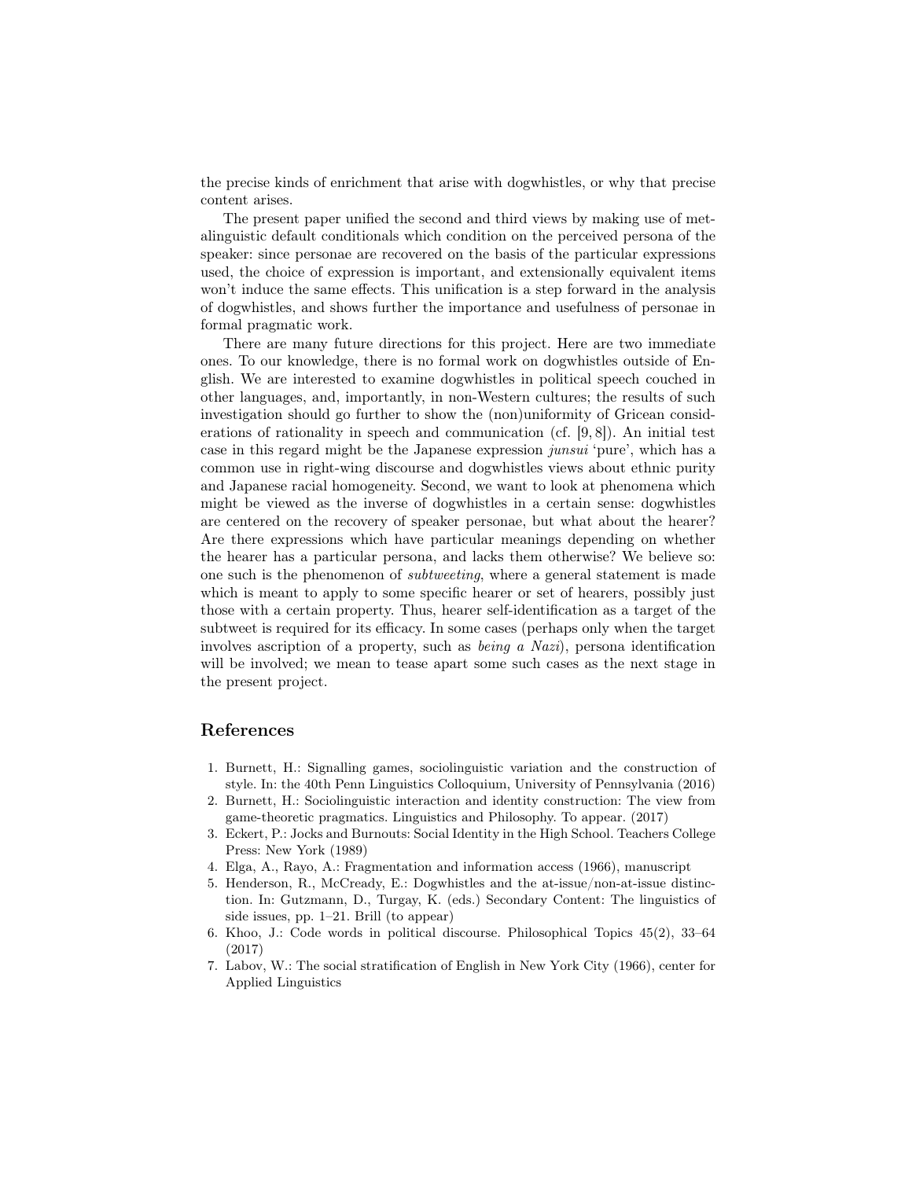the precise kinds of enrichment that arise with dogwhistles, or why that precise content arises.

The present paper unified the second and third views by making use of metalinguistic default conditionals which condition on the perceived persona of the speaker: since personae are recovered on the basis of the particular expressions used, the choice of expression is important, and extensionally equivalent items won't induce the same effects. This unification is a step forward in the analysis of dogwhistles, and shows further the importance and usefulness of personae in formal pragmatic work.

There are many future directions for this project. Here are two immediate ones. To our knowledge, there is no formal work on dogwhistles outside of English. We are interested to examine dogwhistles in political speech couched in other languages, and, importantly, in non-Western cultures; the results of such investigation should go further to show the (non)uniformity of Gricean considerations of rationality in speech and communication (cf. [9, 8]). An initial test case in this regard might be the Japanese expression *junsui* 'pure', which has a common use in right-wing discourse and dogwhistles views about ethnic purity and Japanese racial homogeneity. Second, we want to look at phenomena which might be viewed as the inverse of dogwhistles in a certain sense: dogwhistles are centered on the recovery of speaker personae, but what about the hearer? Are there expressions which have particular meanings depending on whether the hearer has a particular persona, and lacks them otherwise? We believe so: one such is the phenomenon of *subtweeting*, where a general statement is made which is meant to apply to some specific hearer or set of hearers, possibly just those with a certain property. Thus, hearer self-identification as a target of the subtweet is required for its efficacy. In some cases (perhaps only when the target involves ascription of a property, such as *being a Nazi*), persona identification will be involved; we mean to tease apart some such cases as the next stage in the present project.

## References

1. Burnett, H.: Signalling games, sociolinguistic variation and the construction of style. In: the 40th Penn Linguistics Colloquium, University of Pennsylvania (2016)
2. Burnett, H.: Sociolinguistic interaction and identity construction: The view from game-theoretic pragmatics. Linguistics and Philosophy. To appear. (2017)
3. Eckert, P.: Jocks and Burnouts: Social Identity in the High School. Teachers College Press: New York (1989)
4. Elga, A., Rayo, A.: Fragmentation and information access (1966), manuscript
5. Henderson, R., McCready, E.: Dogwhistles and the at-issue/non-at-issue distinction. In: Gutzmann, D., Turgay, K. (eds.) Secondary Content: The linguistics of side issues, pp. 1–21. Brill (to appear)
6. Khoo, J.: Code words in political discourse. Philosophical Topics 45(2), 33–64 (2017)
7. Labov, W.: The social stratification of English in New York City (1966), center for Applied Linguistics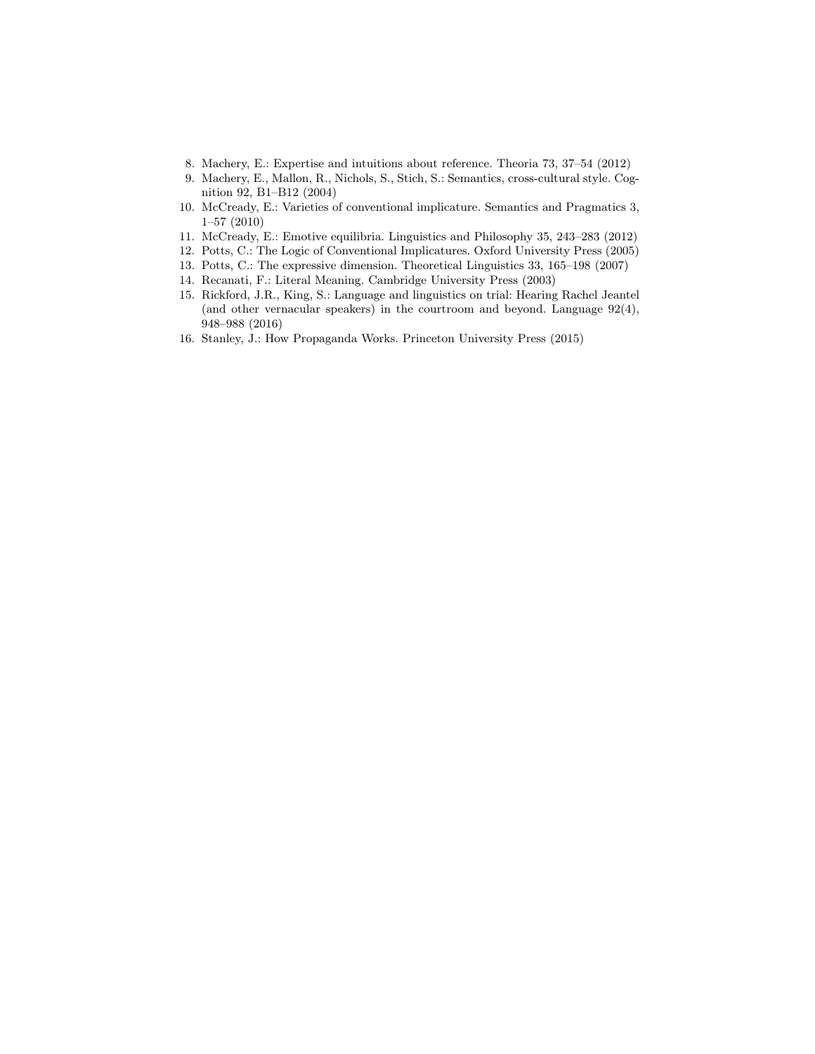8. Machery, E.: Expertise and intuitions about reference. Theoria 73, 37–54 (2012)
9. Machery, E., Mallon, R., Nichols, S., Stich, S.: Semantics, cross-cultural style. Cognition 92, B1–B12 (2004)
10. McCready, E.: Varieties of conventional implicature. Semantics and Pragmatics 3, 1–57 (2010)
11. McCready, E.: Emotive equilibria. Linguistics and Philosophy 35, 243–283 (2012)
12. Potts, C.: The Logic of Conventional Implicatures. Oxford University Press (2005)
13. Potts, C.: The expressive dimension. Theoretical Linguistics 33, 165–198 (2007)
14. Recanati, F.: Literal Meaning. Cambridge University Press (2003)
15. Rickford, J.R., King, S.: Language and linguistics on trial: Hearing Rachel Jeantel (and other vernacular speakers) in the courtroom and beyond. Language 92(4), 948–988 (2016)
16. Stanley, J.: How Propaganda Works. Princeton University Press (2015)